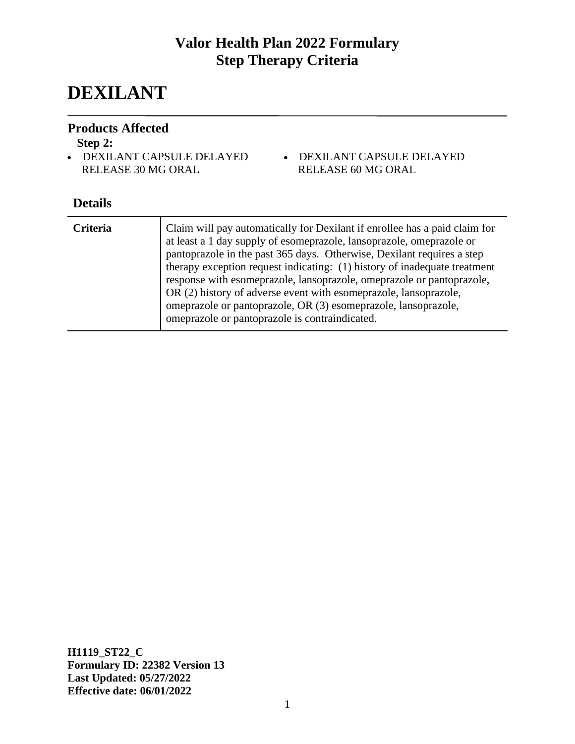# Valor Health Plan 2022 Formulary
# Step Therapy Criteria

# DEXILANT

## Products Affected

**Step 2:**

- DEXILANT CAPSULE DELAYED RELEASE 30 MG ORAL
- DEXILANT CAPSULE DELAYED RELEASE 60 MG ORAL

## Details

| | |
|---|---|
| **Criteria** | Claim will pay automatically for Dexilant if enrollee has a paid claim for at least a 1 day supply of esomeprazole, lansoprazole, omeprazole or pantoprazole in the past 365 days. Otherwise, Dexilant requires a step therapy exception request indicating: (1) history of inadequate treatment response with esomeprazole, lansoprazole, omeprazole or pantoprazole, OR (2) history of adverse event with esomeprazole, lansoprazole, omeprazole or pantoprazole, OR (3) esomeprazole, lansoprazole, omeprazole or pantoprazole is contraindicated. |

**H1119_ST22_C**
**Formulary ID: 22382 Version 13**
**Last Updated: 05/27/2022**
**Effective date: 06/01/2022**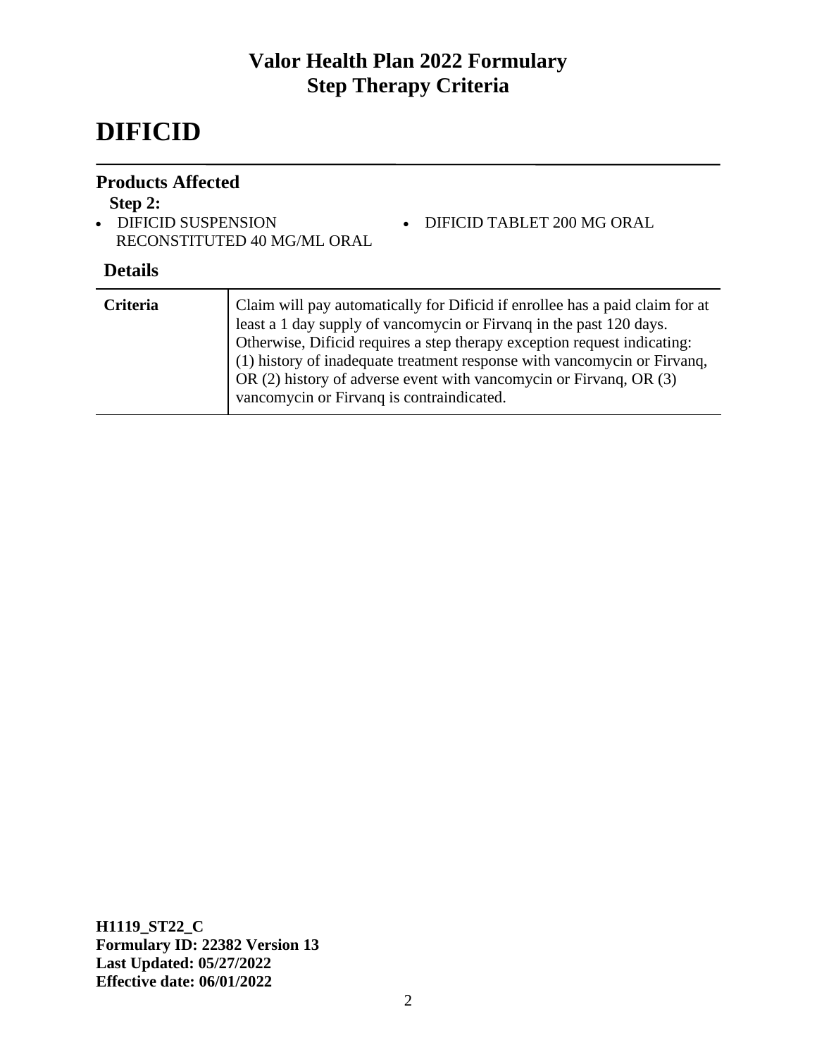# DIFICID

## Products Affected

**Step 2:**

- DIFICID SUSPENSION RECONSTITUTED 40 MG/ML ORAL
- DIFICID TABLET 200 MG ORAL

## Details

| | |
|---|---|
| **Criteria** | Claim will pay automatically for Dificid if enrollee has a paid claim for at least a 1 day supply of vancomycin or Firvanq in the past 120 days. Otherwise, Dificid requires a step therapy exception request indicating: (1) history of inadequate treatment response with vancomycin or Firvanq, OR (2) history of adverse event with vancomycin or Firvanq, OR (3) vancomycin or Firvanq is contraindicated. |

**H1119_ST22_C**
**Formulary ID: 22382 Version 13**
**Last Updated: 05/27/2022**
**Effective date: 06/01/2022**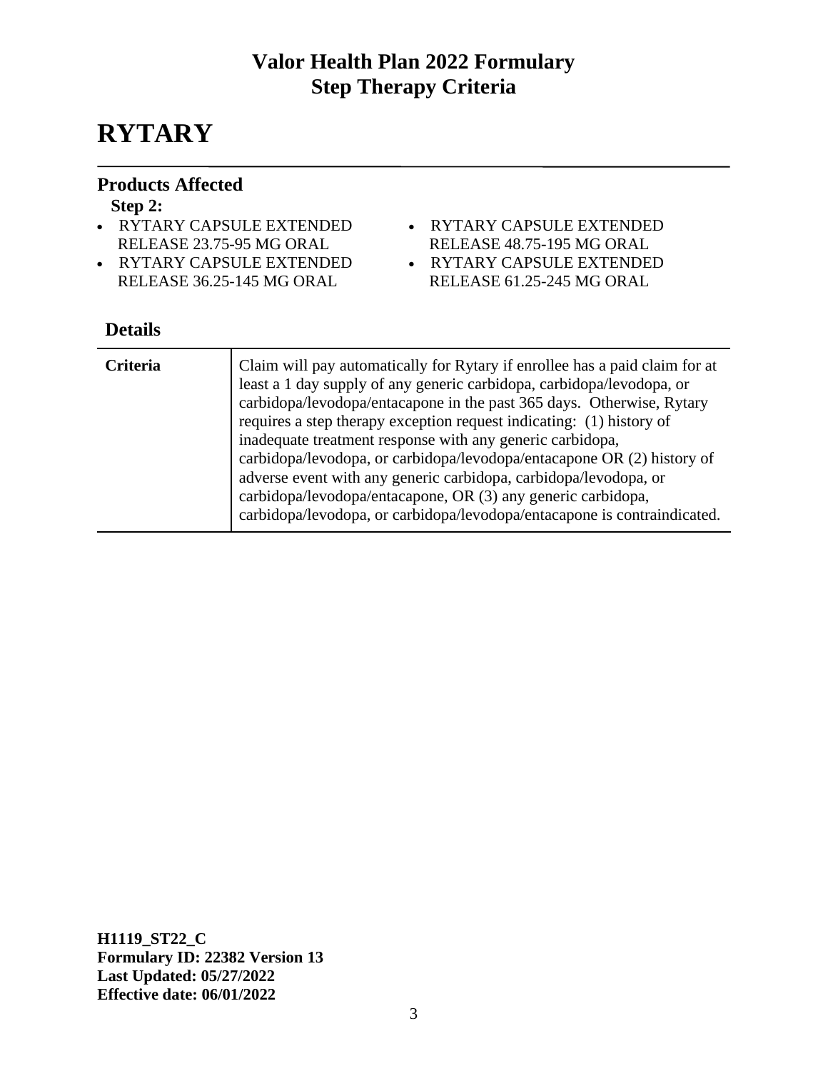# Valor Health Plan 2022 Formulary
# Step Therapy Criteria

# RYTARY

## Products Affected

**Step 2:**

- RYTARY CAPSULE EXTENDED RELEASE 23.75-95 MG ORAL
- RYTARY CAPSULE EXTENDED RELEASE 36.25-145 MG ORAL
- RYTARY CAPSULE EXTENDED RELEASE 48.75-195 MG ORAL
- RYTARY CAPSULE EXTENDED RELEASE 61.25-245 MG ORAL

## Details

| | |
|---|---|
| **Criteria** | Claim will pay automatically for Rytary if enrollee has a paid claim for at least a 1 day supply of any generic carbidopa, carbidopa/levodopa, or carbidopa/levodopa/entacapone in the past 365 days. Otherwise, Rytary requires a step therapy exception request indicating: (1) history of inadequate treatment response with any generic carbidopa, carbidopa/levodopa, or carbidopa/levodopa/entacapone OR (2) history of adverse event with any generic carbidopa, carbidopa/levodopa, or carbidopa/levodopa/entacapone, OR (3) any generic carbidopa, carbidopa/levodopa, or carbidopa/levodopa/entacapone is contraindicated. |

**H1119_ST22_C**
**Formulary ID: 22382 Version 13**
**Last Updated: 05/27/2022**
**Effective date: 06/01/2022**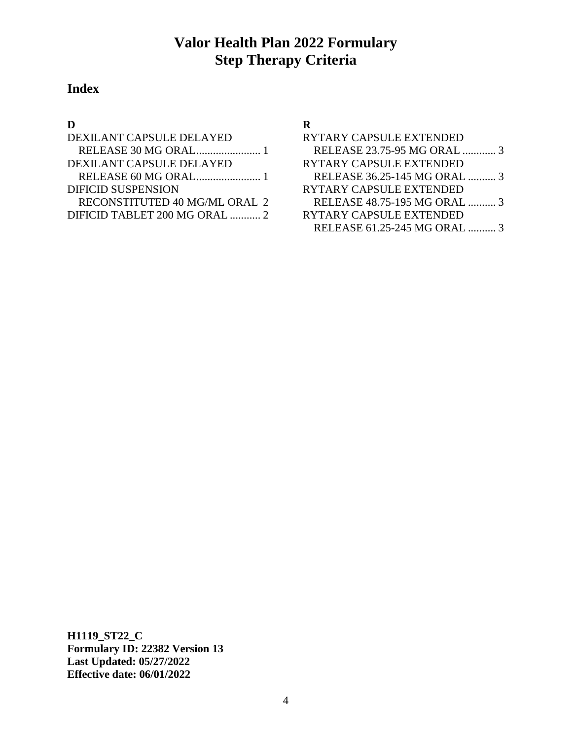# Valor Health Plan 2022 Formulary
# Step Therapy Criteria

## Index

**D**

DEXILANT CAPSULE DELAYED RELEASE 30 MG ORAL....................... 1

DEXILANT CAPSULE DELAYED RELEASE 60 MG ORAL....................... 1

DIFICID SUSPENSION RECONSTITUTED 40 MG/ML ORAL 2

DIFICID TABLET 200 MG ORAL ........... 2

**R**

RYTARY CAPSULE EXTENDED RELEASE 23.75-95 MG ORAL ............ 3

RYTARY CAPSULE EXTENDED RELEASE 36.25-145 MG ORAL .......... 3

RYTARY CAPSULE EXTENDED RELEASE 48.75-195 MG ORAL .......... 3

RYTARY CAPSULE EXTENDED RELEASE 61.25-245 MG ORAL .......... 3

**H1119_ST22_C**
**Formulary ID: 22382 Version 13**
**Last Updated: 05/27/2022**
**Effective date: 06/01/2022**